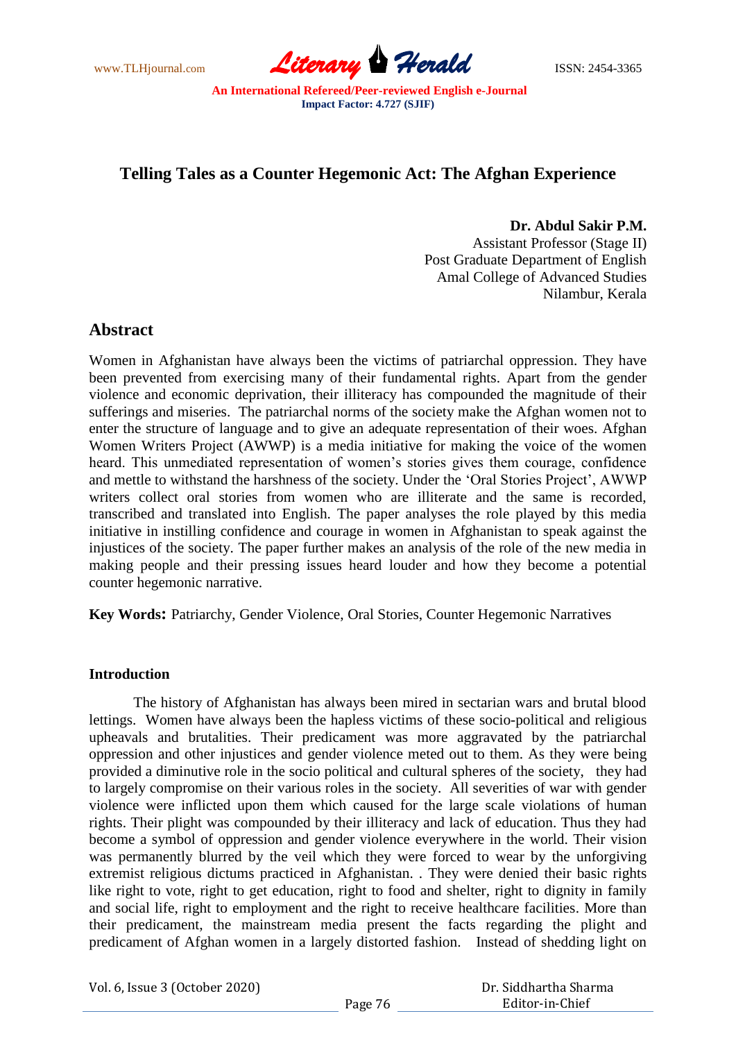# Telling Tales as a Counter Hegemonic Act: The Afghan Experience

**Dr. Abdul Sakir P.M.**
Assistant Professor (Stage II)
Post Graduate Department of English
Amal College of Advanced Studies
Nilambur, Kerala

## Abstract

Women in Afghanistan have always been the victims of patriarchal oppression. They have been prevented from exercising many of their fundamental rights. Apart from the gender violence and economic deprivation, their illiteracy has compounded the magnitude of their sufferings and miseries. The patriarchal norms of the society make the Afghan women not to enter the structure of language and to give an adequate representation of their woes. Afghan Women Writers Project (AWWP) is a media initiative for making the voice of the women heard. This unmediated representation of women's stories gives them courage, confidence and mettle to withstand the harshness of the society. Under the 'Oral Stories Project', AWWP writers collect oral stories from women who are illiterate and the same is recorded, transcribed and translated into English. The paper analyses the role played by this media initiative in instilling confidence and courage in women in Afghanistan to speak against the injustices of the society. The paper further makes an analysis of the role of the new media in making people and their pressing issues heard louder and how they become a potential counter hegemonic narrative.

**Key Words:** Patriarchy, Gender Violence, Oral Stories, Counter Hegemonic Narratives

### Introduction

The history of Afghanistan has always been mired in sectarian wars and brutal blood lettings. Women have always been the hapless victims of these socio-political and religious upheavals and brutalities. Their predicament was more aggravated by the patriarchal oppression and other injustices and gender violence meted out to them. As they were being provided a diminutive role in the socio political and cultural spheres of the society, they had to largely compromise on their various roles in the society. All severities of war with gender violence were inflicted upon them which caused for the large scale violations of human rights. Their plight was compounded by their illiteracy and lack of education. Thus they had become a symbol of oppression and gender violence everywhere in the world. Their vision was permanently blurred by the veil which they were forced to wear by the unforgiving extremist religious dictums practiced in Afghanistan. . They were denied their basic rights like right to vote, right to get education, right to food and shelter, right to dignity in family and social life, right to employment and the right to receive healthcare facilities. More than their predicament, the mainstream media present the facts regarding the plight and predicament of Afghan women in a largely distorted fashion. Instead of shedding light on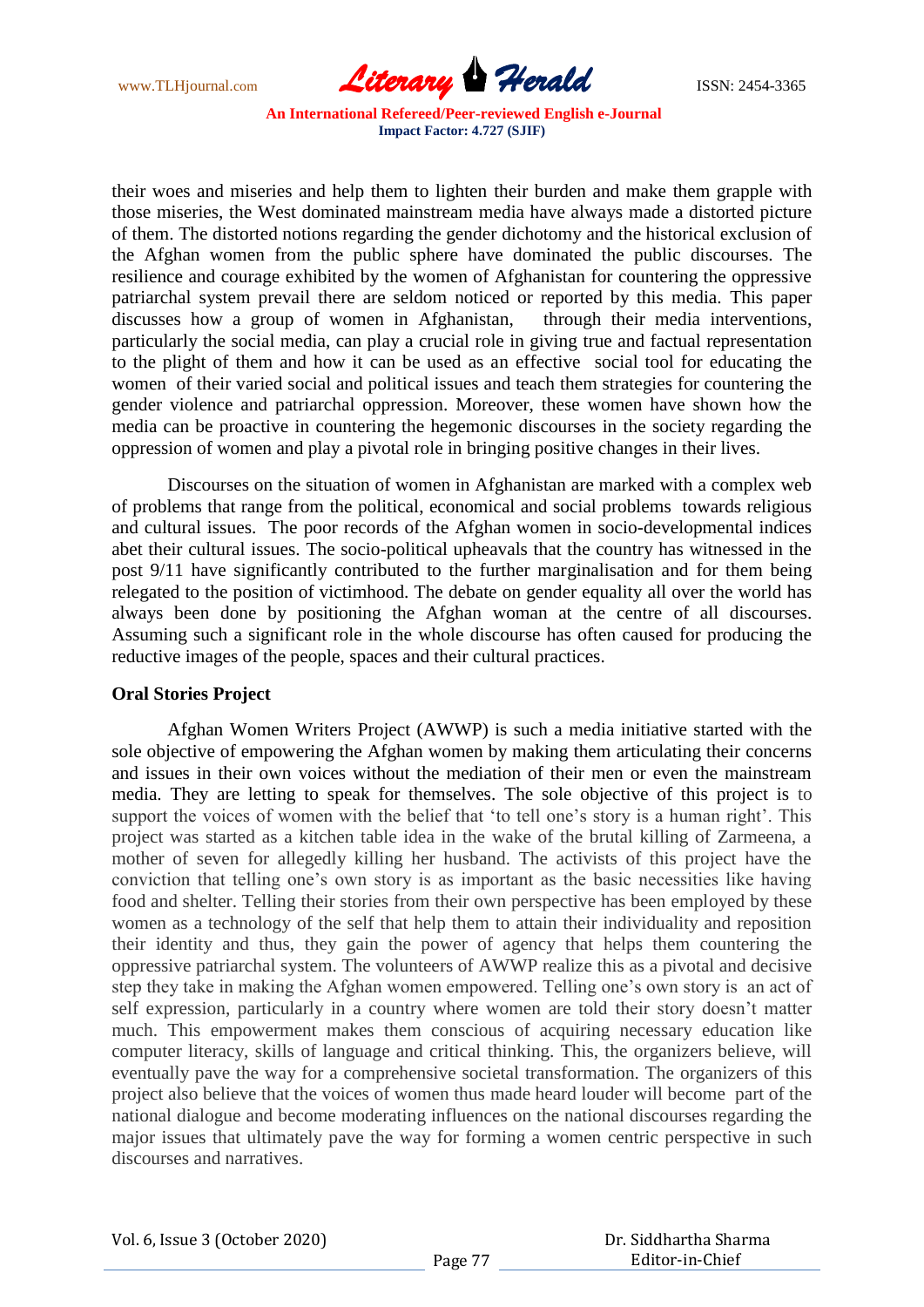their woes and miseries and help them to lighten their burden and make them grapple with those miseries, the West dominated mainstream media have always made a distorted picture of them. The distorted notions regarding the gender dichotomy and the historical exclusion of the Afghan women from the public sphere have dominated the public discourses. The resilience and courage exhibited by the women of Afghanistan for countering the oppressive patriarchal system prevail there are seldom noticed or reported by this media. This paper discusses how a group of women in Afghanistan, through their media interventions, particularly the social media, can play a crucial role in giving true and factual representation to the plight of them and how it can be used as an effective social tool for educating the women of their varied social and political issues and teach them strategies for countering the gender violence and patriarchal oppression. Moreover, these women have shown how the media can be proactive in countering the hegemonic discourses in the society regarding the oppression of women and play a pivotal role in bringing positive changes in their lives.

Discourses on the situation of women in Afghanistan are marked with a complex web of problems that range from the political, economical and social problems towards religious and cultural issues. The poor records of the Afghan women in socio-developmental indices abet their cultural issues. The socio-political upheavals that the country has witnessed in the post 9/11 have significantly contributed to the further marginalisation and for them being relegated to the position of victimhood. The debate on gender equality all over the world has always been done by positioning the Afghan woman at the centre of all discourses. Assuming such a significant role in the whole discourse has often caused for producing the reductive images of the people, spaces and their cultural practices.

**Oral Stories Project**

Afghan Women Writers Project (AWWP) is such a media initiative started with the sole objective of empowering the Afghan women by making them articulating their concerns and issues in their own voices without the mediation of their men or even the mainstream media. They are letting to speak for themselves. The sole objective of this project is to support the voices of women with the belief that 'to tell one's story is a human right'. This project was started as a kitchen table idea in the wake of the brutal killing of Zarmeena, a mother of seven for allegedly killing her husband. The activists of this project have the conviction that telling one's own story is as important as the basic necessities like having food and shelter. Telling their stories from their own perspective has been employed by these women as a technology of the self that help them to attain their individuality and reposition their identity and thus, they gain the power of agency that helps them countering the oppressive patriarchal system. The volunteers of AWWP realize this as a pivotal and decisive step they take in making the Afghan women empowered. Telling one's own story is an act of self expression, particularly in a country where women are told their story doesn't matter much. This empowerment makes them conscious of acquiring necessary education like computer literacy, skills of language and critical thinking. This, the organizers believe, will eventually pave the way for a comprehensive societal transformation. The organizers of this project also believe that the voices of women thus made heard louder will become part of the national dialogue and become moderating influences on the national discourses regarding the major issues that ultimately pave the way for forming a women centric perspective in such discourses and narratives.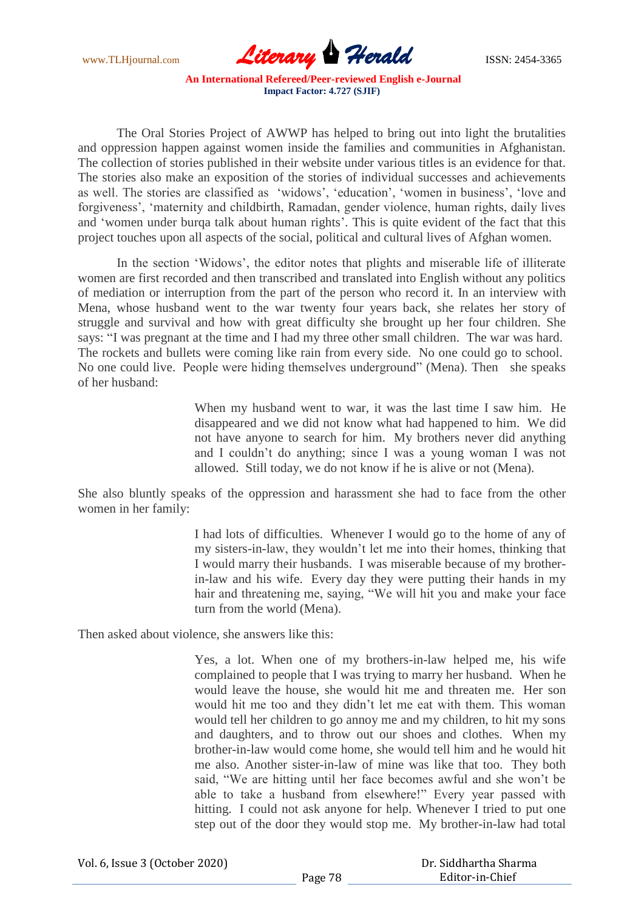The Oral Stories Project of AWWP has helped to bring out into light the brutalities and oppression happen against women inside the families and communities in Afghanistan. The collection of stories published in their website under various titles is an evidence for that. The stories also make an exposition of the stories of individual successes and achievements as well. The stories are classified as 'widows', 'education', 'women in business', 'love and forgiveness', 'maternity and childbirth, Ramadan, gender violence, human rights, daily lives and 'women under burqa talk about human rights'. This is quite evident of the fact that this project touches upon all aspects of the social, political and cultural lives of Afghan women.

In the section 'Widows', the editor notes that plights and miserable life of illiterate women are first recorded and then transcribed and translated into English without any politics of mediation or interruption from the part of the person who record it. In an interview with Mena, whose husband went to the war twenty four years back, she relates her story of struggle and survival and how with great difficulty she brought up her four children. She says: "I was pregnant at the time and I had my three other small children. The war was hard. The rockets and bullets were coming like rain from every side. No one could go to school. No one could live. People were hiding themselves underground" (Mena). Then she speaks of her husband:

> When my husband went to war, it was the last time I saw him. He disappeared and we did not know what had happened to him. We did not have anyone to search for him. My brothers never did anything and I couldn't do anything; since I was a young woman I was not allowed. Still today, we do not know if he is alive or not (Mena).

She also bluntly speaks of the oppression and harassment she had to face from the other women in her family:

> I had lots of difficulties. Whenever I would go to the home of any of my sisters-in-law, they wouldn't let me into their homes, thinking that I would marry their husbands. I was miserable because of my brother-in-law and his wife. Every day they were putting their hands in my hair and threatening me, saying, "We will hit you and make your face turn from the world (Mena).

Then asked about violence, she answers like this:

> Yes, a lot. When one of my brothers-in-law helped me, his wife complained to people that I was trying to marry her husband. When he would leave the house, she would hit me and threaten me. Her son would hit me too and they didn't let me eat with them. This woman would tell her children to go annoy me and my children, to hit my sons and daughters, and to throw out our shoes and clothes. When my brother-in-law would come home, she would tell him and he would hit me also. Another sister-in-law of mine was like that too. They both said, "We are hitting until her face becomes awful and she won't be able to take a husband from elsewhere!" Every year passed with hitting. I could not ask anyone for help. Whenever I tried to put one step out of the door they would stop me. My brother-in-law had total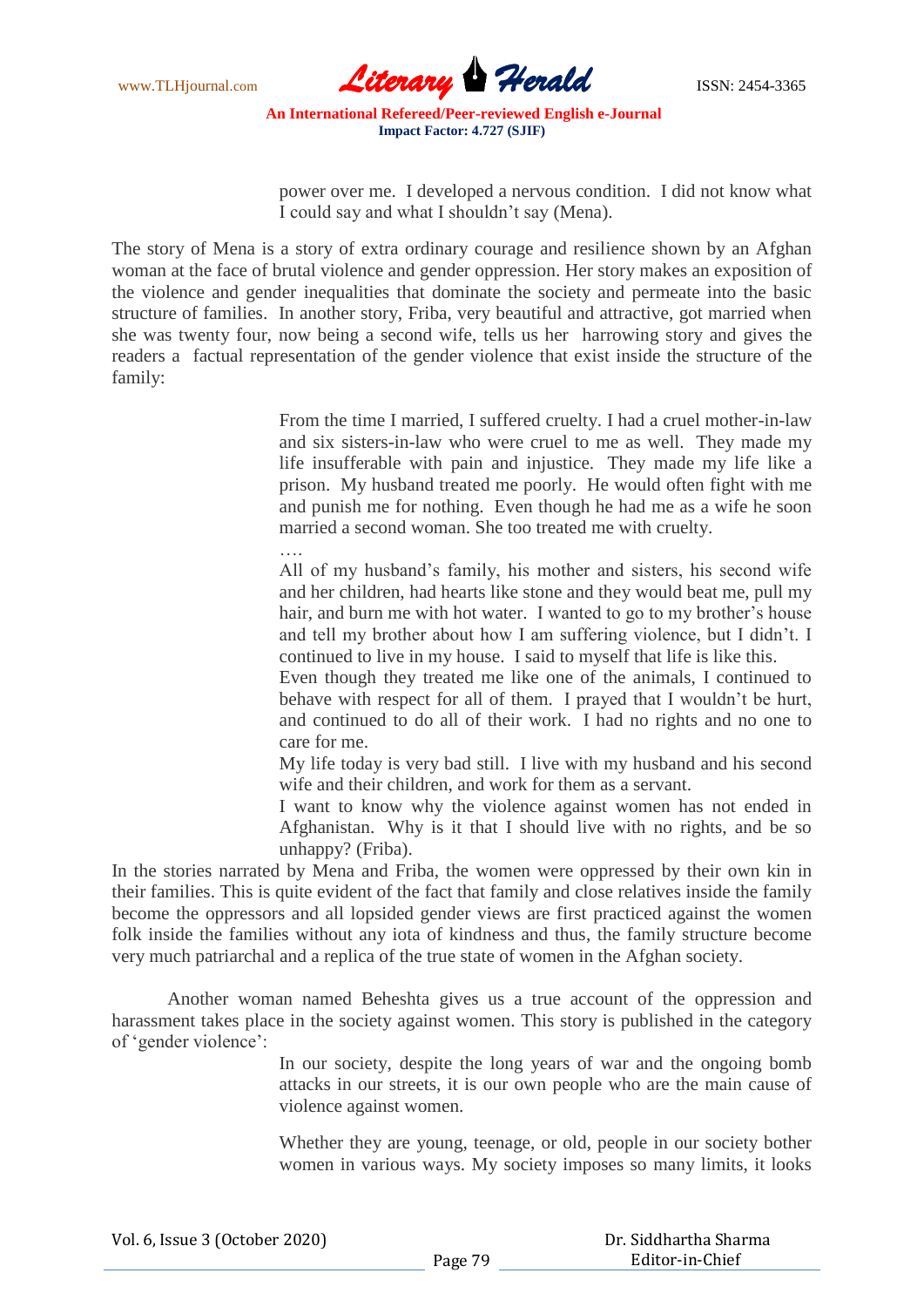> power over me. I developed a nervous condition. I did not know what I could say and what I shouldn't say (Mena).

The story of Mena is a story of extra ordinary courage and resilience shown by an Afghan woman at the face of brutal violence and gender oppression. Her story makes an exposition of the violence and gender inequalities that dominate the society and permeate into the basic structure of families. In another story, Friba, very beautiful and attractive, got married when she was twenty four, now being a second wife, tells us her harrowing story and gives the readers a factual representation of the gender violence that exist inside the structure of the family:

> From the time I married, I suffered cruelty. I had a cruel mother-in-law and six sisters-in-law who were cruel to me as well. They made my life insufferable with pain and injustice. They made my life like a prison. My husband treated me poorly. He would often fight with me and punish me for nothing. Even though he had me as a wife he soon married a second woman. She too treated me with cruelty.
>
> ….
>
> All of my husband's family, his mother and sisters, his second wife and her children, had hearts like stone and they would beat me, pull my hair, and burn me with hot water. I wanted to go to my brother's house and tell my brother about how I am suffering violence, but I didn't. I continued to live in my house. I said to myself that life is like this.
>
> Even though they treated me like one of the animals, I continued to behave with respect for all of them. I prayed that I wouldn't be hurt, and continued to do all of their work. I had no rights and no one to care for me.
>
> My life today is very bad still. I live with my husband and his second wife and their children, and work for them as a servant.
>
> I want to know why the violence against women has not ended in Afghanistan. Why is it that I should live with no rights, and be so unhappy? (Friba).

In the stories narrated by Mena and Friba, the women were oppressed by their own kin in their families. This is quite evident of the fact that family and close relatives inside the family become the oppressors and all lopsided gender views are first practiced against the women folk inside the families without any iota of kindness and thus, the family structure become very much patriarchal and a replica of the true state of women in the Afghan society.

Another woman named Beheshta gives us a true account of the oppression and harassment takes place in the society against women. This story is published in the category of 'gender violence':

> In our society, despite the long years of war and the ongoing bomb attacks in our streets, it is our own people who are the main cause of violence against women.
>
> Whether they are young, teenage, or old, people in our society bother women in various ways. My society imposes so many limits, it looks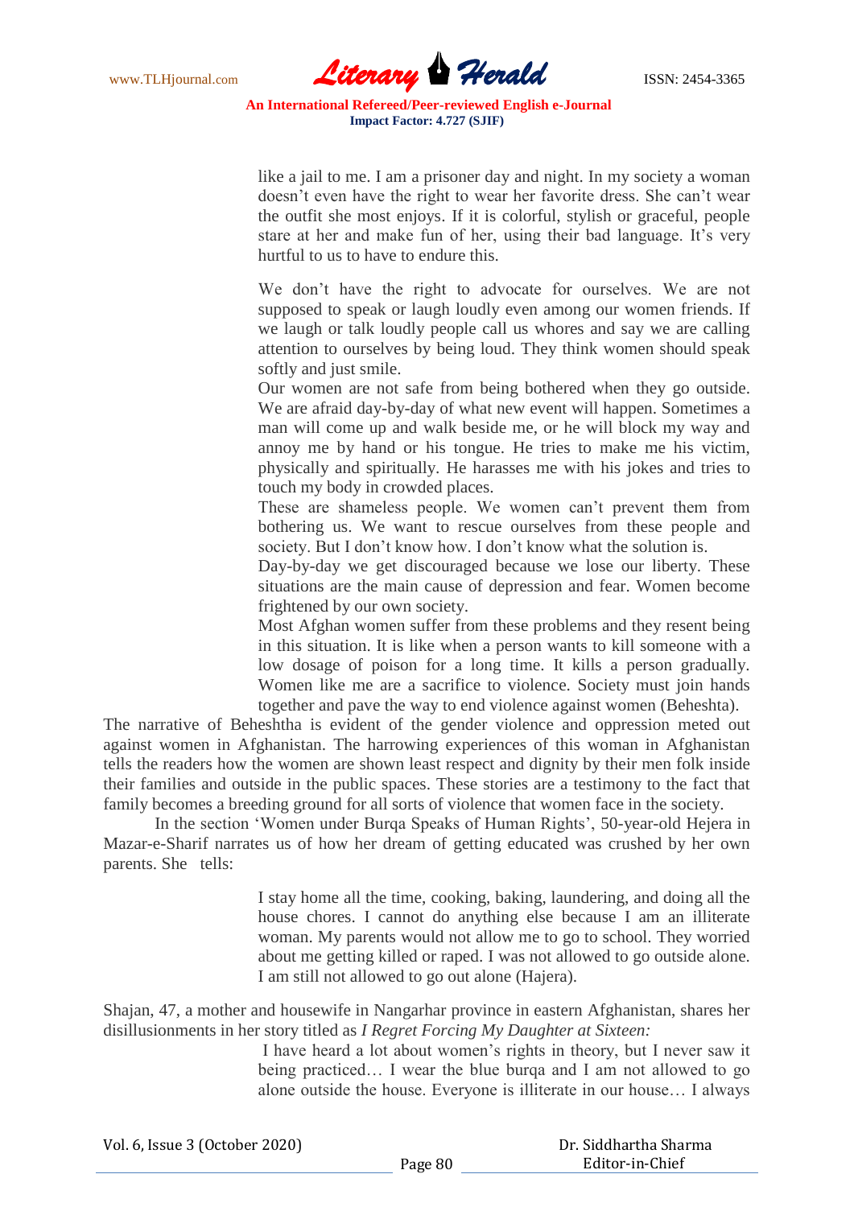> like a jail to me. I am a prisoner day and night. In my society a woman doesn't even have the right to wear her favorite dress. She can't wear the outfit she most enjoys. If it is colorful, stylish or graceful, people stare at her and make fun of her, using their bad language. It's very hurtful to us to have to endure this.
>
> We don't have the right to advocate for ourselves. We are not supposed to speak or laugh loudly even among our women friends. If we laugh or talk loudly people call us whores and say we are calling attention to ourselves by being loud. They think women should speak softly and just smile.
>
> Our women are not safe from being bothered when they go outside. We are afraid day-by-day of what new event will happen. Sometimes a man will come up and walk beside me, or he will block my way and annoy me by hand or his tongue. He tries to make me his victim, physically and spiritually. He harasses me with his jokes and tries to touch my body in crowded places.
>
> These are shameless people. We women can't prevent them from bothering us. We want to rescue ourselves from these people and society. But I don't know how. I don't know what the solution is.
>
> Day-by-day we get discouraged because we lose our liberty. These situations are the main cause of depression and fear. Women become frightened by our own society.
>
> Most Afghan women suffer from these problems and they resent being in this situation. It is like when a person wants to kill someone with a low dosage of poison for a long time. It kills a person gradually. Women like me are a sacrifice to violence. Society must join hands together and pave the way to end violence against women (Beheshta).

The narrative of Beheshtha is evident of the gender violence and oppression meted out against women in Afghanistan. The harrowing experiences of this woman in Afghanistan tells the readers how the women are shown least respect and dignity by their men folk inside their families and outside in the public spaces. These stories are a testimony to the fact that family becomes a breeding ground for all sorts of violence that women face in the society.

In the section 'Women under Burqa Speaks of Human Rights', 50-year-old Hejera in Mazar-e-Sharif narrates us of how her dream of getting educated was crushed by her own parents. She tells:

> I stay home all the time, cooking, baking, laundering, and doing all the house chores. I cannot do anything else because I am an illiterate woman. My parents would not allow me to go to school. They worried about me getting killed or raped. I was not allowed to go outside alone. I am still not allowed to go out alone (Hajera).

Shajan, 47, a mother and housewife in Nangarhar province in eastern Afghanistan, shares her disillusionments in her story titled as *I Regret Forcing My Daughter at Sixteen:*

> I have heard a lot about women's rights in theory, but I never saw it being practiced… I wear the blue burqa and I am not allowed to go alone outside the house. Everyone is illiterate in our house… I always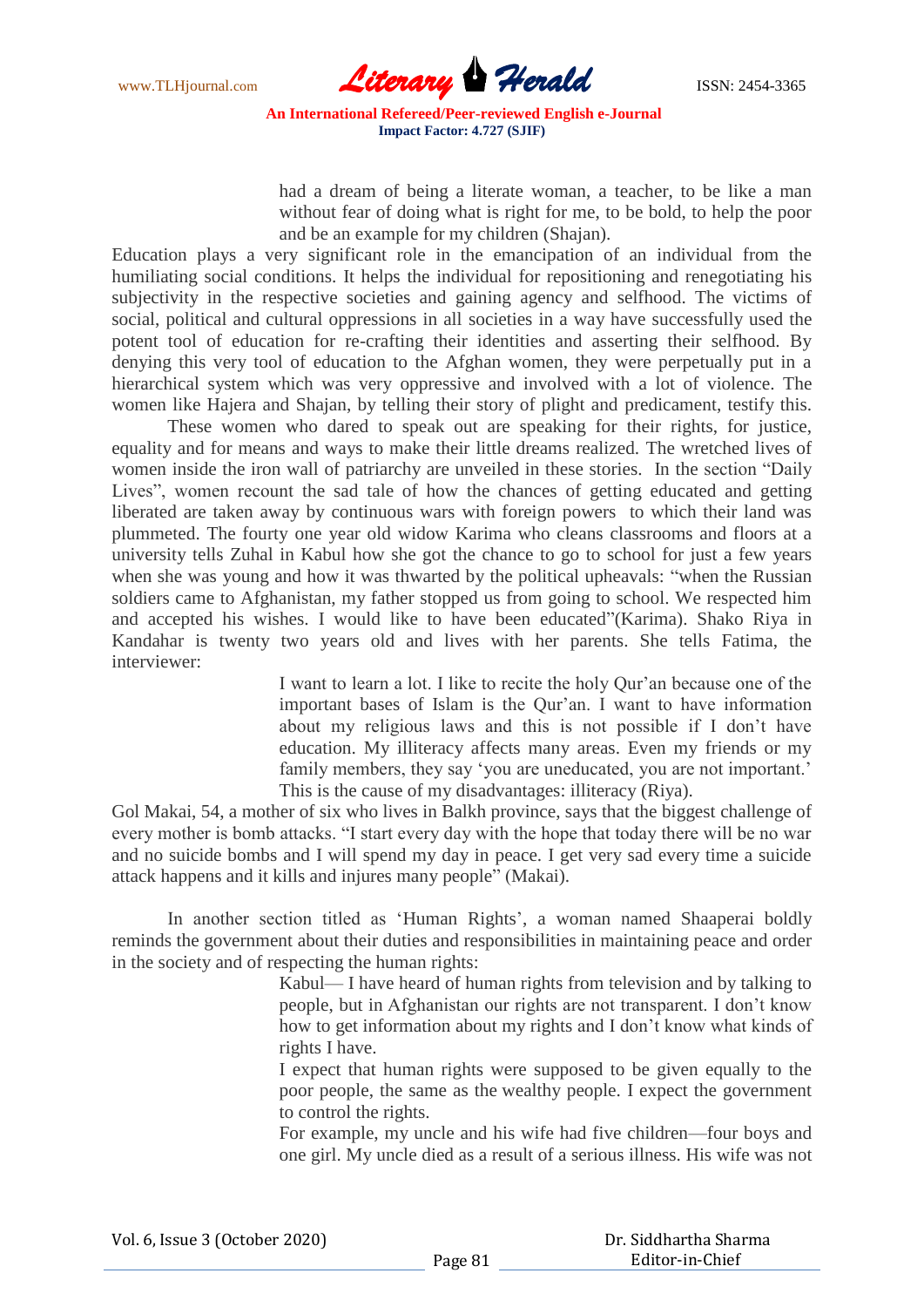> had a dream of being a literate woman, a teacher, to be like a man without fear of doing what is right for me, to be bold, to help the poor and be an example for my children (Shajan).

Education plays a very significant role in the emancipation of an individual from the humiliating social conditions. It helps the individual for repositioning and renegotiating his subjectivity in the respective societies and gaining agency and selfhood. The victims of social, political and cultural oppressions in all societies in a way have successfully used the potent tool of education for re-crafting their identities and asserting their selfhood. By denying this very tool of education to the Afghan women, they were perpetually put in a hierarchical system which was very oppressive and involved with a lot of violence. The women like Hajera and Shajan, by telling their story of plight and predicament, testify this.

These women who dared to speak out are speaking for their rights, for justice, equality and for means and ways to make their little dreams realized. The wretched lives of women inside the iron wall of patriarchy are unveiled in these stories. In the section "Daily Lives", women recount the sad tale of how the chances of getting educated and getting liberated are taken away by continuous wars with foreign powers to which their land was plummeted. The fourty one year old widow Karima who cleans classrooms and floors at a university tells Zuhal in Kabul how she got the chance to go to school for just a few years when she was young and how it was thwarted by the political upheavals: "when the Russian soldiers came to Afghanistan, my father stopped us from going to school. We respected him and accepted his wishes. I would like to have been educated"(Karima). Shako Riya in Kandahar is twenty two years old and lives with her parents. She tells Fatima, the interviewer:

> I want to learn a lot. I like to recite the holy Qur'an because one of the important bases of Islam is the Qur'an. I want to have information about my religious laws and this is not possible if I don't have education. My illiteracy affects many areas. Even my friends or my family members, they say 'you are uneducated, you are not important.' This is the cause of my disadvantages: illiteracy (Riya).

Gol Makai, 54, a mother of six who lives in Balkh province, says that the biggest challenge of every mother is bomb attacks. "I start every day with the hope that today there will be no war and no suicide bombs and I will spend my day in peace. I get very sad every time a suicide attack happens and it kills and injures many people" (Makai).

In another section titled as 'Human Rights', a woman named Shaaperai boldly reminds the government about their duties and responsibilities in maintaining peace and order in the society and of respecting the human rights:

> Kabul— I have heard of human rights from television and by talking to people, but in Afghanistan our rights are not transparent. I don't know how to get information about my rights and I don't know what kinds of rights I have.
>
> I expect that human rights were supposed to be given equally to the poor people, the same as the wealthy people. I expect the government to control the rights.
>
> For example, my uncle and his wife had five children—four boys and one girl. My uncle died as a result of a serious illness. His wife was not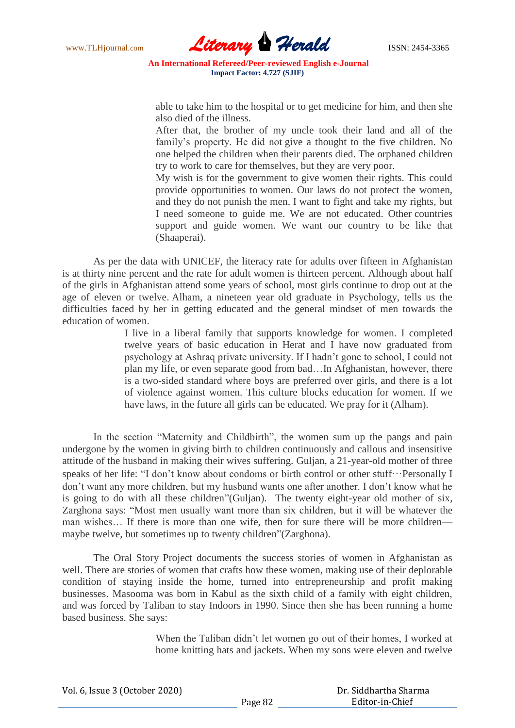> able to take him to the hospital or to get medicine for him, and then she also died of the illness.
>
> After that, the brother of my uncle took their land and all of the family's property. He did not give a thought to the five children. No one helped the children when their parents died. The orphaned children try to work to care for themselves, but they are very poor.
>
> My wish is for the government to give women their rights. This could provide opportunities to women. Our laws do not protect the women, and they do not punish the men. I want to fight and take my rights, but I need someone to guide me. We are not educated. Other countries support and guide women. We want our country to be like that (Shaaperai).

As per the data with UNICEF, the literacy rate for adults over fifteen in Afghanistan is at thirty nine percent and the rate for adult women is thirteen percent. Although about half of the girls in Afghanistan attend some years of school, most girls continue to drop out at the age of eleven or twelve. Alham, a nineteen year old graduate in Psychology, tells us the difficulties faced by her in getting educated and the general mindset of men towards the education of women.

> I live in a liberal family that supports knowledge for women. I completed twelve years of basic education in Herat and I have now graduated from psychology at Ashraq private university. If I hadn't gone to school, I could not plan my life, or even separate good from bad…In Afghanistan, however, there is a two-sided standard where boys are preferred over girls, and there is a lot of violence against women. This culture blocks education for women. If we have laws, in the future all girls can be educated. We pray for it (Alham).

In the section "Maternity and Childbirth", the women sum up the pangs and pain undergone by the women in giving birth to children continuously and callous and insensitive attitude of the husband in making their wives suffering. Guljan, a 21-year-old mother of three speaks of her life: "I don't know about condoms or birth control or other stuff···Personally I don't want any more children, but my husband wants one after another. I don't know what he is going to do with all these children"(Guljan). The twenty eight-year old mother of six, Zarghona says: "Most men usually want more than six children, but it will be whatever the man wishes… If there is more than one wife, then for sure there will be more children—maybe twelve, but sometimes up to twenty children"(Zarghona).

The Oral Story Project documents the success stories of women in Afghanistan as well. There are stories of women that crafts how these women, making use of their deplorable condition of staying inside the home, turned into entrepreneurship and profit making businesses. Masooma was born in Kabul as the sixth child of a family with eight children, and was forced by Taliban to stay Indoors in 1990. Since then she has been running a home based business. She says:

> When the Taliban didn't let women go out of their homes, I worked at home knitting hats and jackets. When my sons were eleven and twelve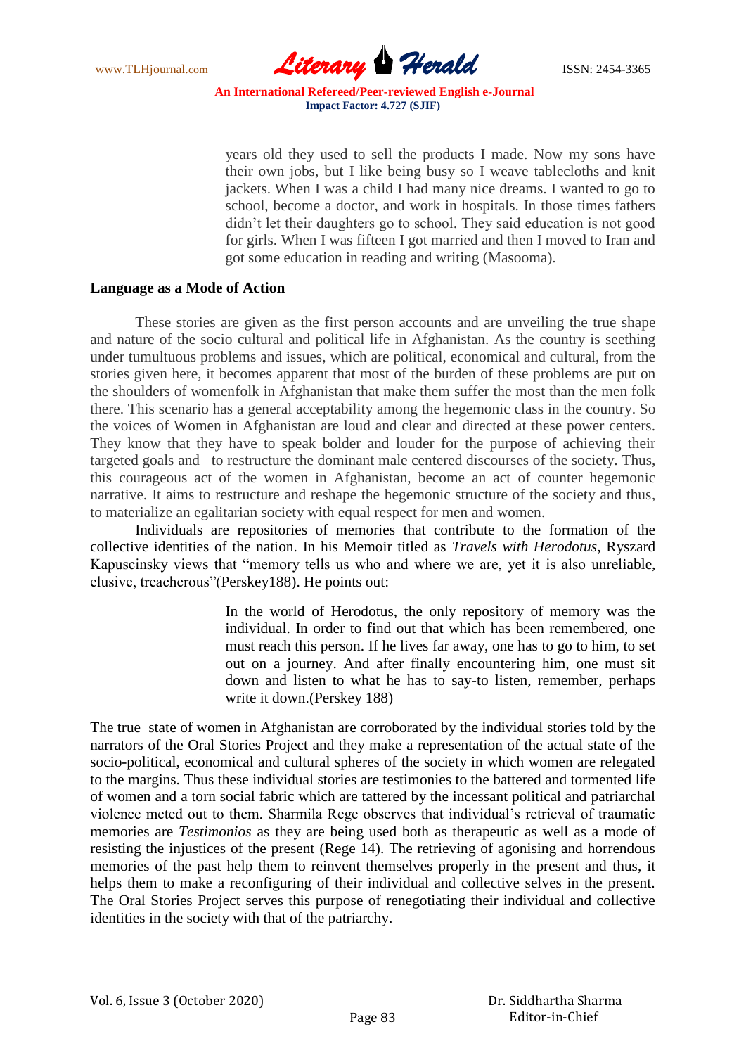> years old they used to sell the products I made. Now my sons have their own jobs, but I like being busy so I weave tablecloths and knit jackets. When I was a child I had many nice dreams. I wanted to go to school, become a doctor, and work in hospitals. In those times fathers didn't let their daughters go to school. They said education is not good for girls. When I was fifteen I got married and then I moved to Iran and got some education in reading and writing (Masooma).

**Language as a Mode of Action**

These stories are given as the first person accounts and are unveiling the true shape and nature of the socio cultural and political life in Afghanistan. As the country is seething under tumultuous problems and issues, which are political, economical and cultural, from the stories given here, it becomes apparent that most of the burden of these problems are put on the shoulders of womenfolk in Afghanistan that make them suffer the most than the men folk there. This scenario has a general acceptability among the hegemonic class in the country. So the voices of Women in Afghanistan are loud and clear and directed at these power centers. They know that they have to speak bolder and louder for the purpose of achieving their targeted goals and to restructure the dominant male centered discourses of the society. Thus, this courageous act of the women in Afghanistan, become an act of counter hegemonic narrative. It aims to restructure and reshape the hegemonic structure of the society and thus, to materialize an egalitarian society with equal respect for men and women.

Individuals are repositories of memories that contribute to the formation of the collective identities of the nation. In his Memoir titled as *Travels with Herodotus*, Ryszard Kapuscinsky views that "memory tells us who and where we are, yet it is also unreliable, elusive, treacherous"(Perskey188). He points out:

> In the world of Herodotus, the only repository of memory was the individual. In order to find out that which has been remembered, one must reach this person. If he lives far away, one has to go to him, to set out on a journey. And after finally encountering him, one must sit down and listen to what he has to say-to listen, remember, perhaps write it down.(Perskey 188)

The true state of women in Afghanistan are corroborated by the individual stories told by the narrators of the Oral Stories Project and they make a representation of the actual state of the socio-political, economical and cultural spheres of the society in which women are relegated to the margins. Thus these individual stories are testimonies to the battered and tormented life of women and a torn social fabric which are tattered by the incessant political and patriarchal violence meted out to them. Sharmila Rege observes that individual's retrieval of traumatic memories are *Testimonios* as they are being used both as therapeutic as well as a mode of resisting the injustices of the present (Rege 14). The retrieving of agonising and horrendous memories of the past help them to reinvent themselves properly in the present and thus, it helps them to make a reconfiguring of their individual and collective selves in the present. The Oral Stories Project serves this purpose of renegotiating their individual and collective identities in the society with that of the patriarchy.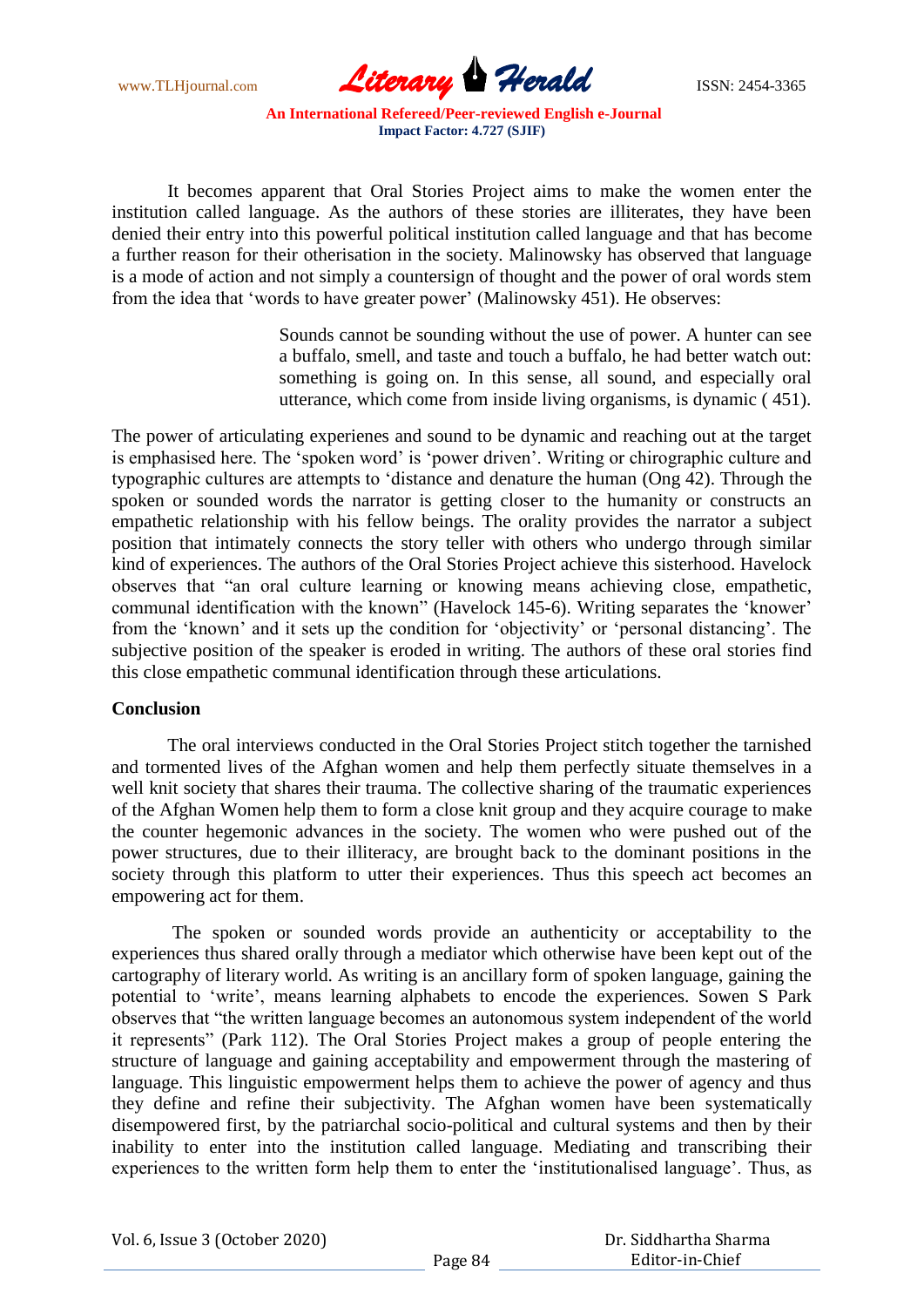It becomes apparent that Oral Stories Project aims to make the women enter the institution called language. As the authors of these stories are illiterates, they have been denied their entry into this powerful political institution called language and that has become a further reason for their otherisation in the society. Malinowsky has observed that language is a mode of action and not simply a countersign of thought and the power of oral words stem from the idea that 'words to have greater power' (Malinowsky 451). He observes:

> Sounds cannot be sounding without the use of power. A hunter can see a buffalo, smell, and taste and touch a buffalo, he had better watch out: something is going on. In this sense, all sound, and especially oral utterance, which come from inside living organisms, is dynamic ( 451).

The power of articulating experienes and sound to be dynamic and reaching out at the target is emphasised here. The 'spoken word' is 'power driven'. Writing or chirographic culture and typographic cultures are attempts to 'distance and denature the human (Ong 42). Through the spoken or sounded words the narrator is getting closer to the humanity or constructs an empathetic relationship with his fellow beings. The orality provides the narrator a subject position that intimately connects the story teller with others who undergo through similar kind of experiences. The authors of the Oral Stories Project achieve this sisterhood. Havelock observes that "an oral culture learning or knowing means achieving close, empathetic, communal identification with the known" (Havelock 145-6). Writing separates the 'knower' from the 'known' and it sets up the condition for 'objectivity' or 'personal distancing'. The subjective position of the speaker is eroded in writing. The authors of these oral stories find this close empathetic communal identification through these articulations.

## Conclusion

The oral interviews conducted in the Oral Stories Project stitch together the tarnished and tormented lives of the Afghan women and help them perfectly situate themselves in a well knit society that shares their trauma. The collective sharing of the traumatic experiences of the Afghan Women help them to form a close knit group and they acquire courage to make the counter hegemonic advances in the society. The women who were pushed out of the power structures, due to their illiteracy, are brought back to the dominant positions in the society through this platform to utter their experiences. Thus this speech act becomes an empowering act for them.

The spoken or sounded words provide an authenticity or acceptability to the experiences thus shared orally through a mediator which otherwise have been kept out of the cartography of literary world. As writing is an ancillary form of spoken language, gaining the potential to 'write', means learning alphabets to encode the experiences. Sowen S Park observes that "the written language becomes an autonomous system independent of the world it represents" (Park 112). The Oral Stories Project makes a group of people entering the structure of language and gaining acceptability and empowerment through the mastering of language. This linguistic empowerment helps them to achieve the power of agency and thus they define and refine their subjectivity. The Afghan women have been systematically disempowered first, by the patriarchal socio-political and cultural systems and then by their inability to enter into the institution called language. Mediating and transcribing their experiences to the written form help them to enter the 'institutionalised language'. Thus, as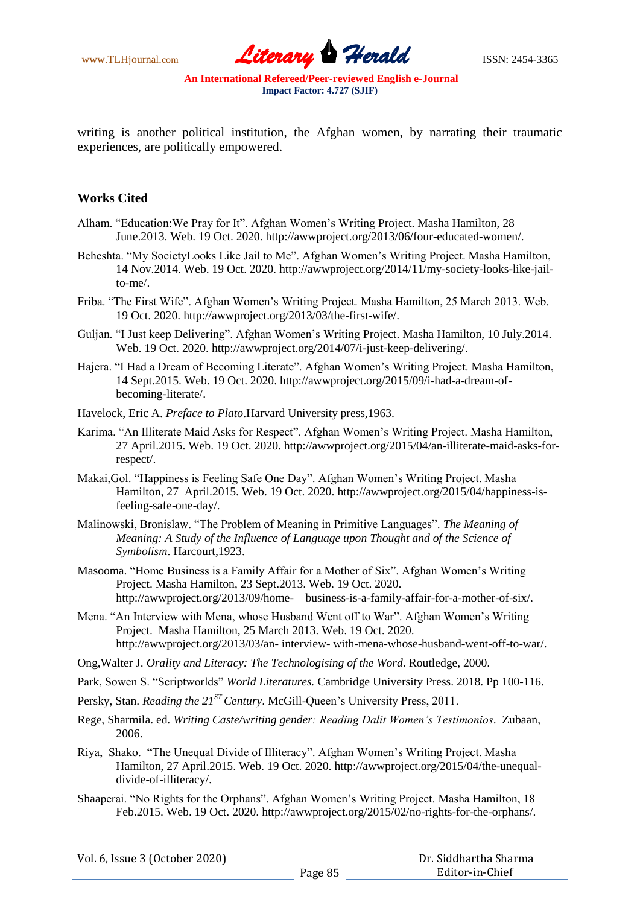writing is another political institution, the Afghan women, by narrating their traumatic experiences, are politically empowered.

## Works Cited

Alham. "Education:We Pray for It". Afghan Women's Writing Project. Masha Hamilton, 28 June.2013. Web. 19 Oct. 2020. http://awwproject.org/2013/06/four-educated-women/.

Beheshta. "My SocietyLooks Like Jail to Me". Afghan Women's Writing Project. Masha Hamilton, 14 Nov.2014. Web. 19 Oct. 2020. http://awwproject.org/2014/11/my-society-looks-like-jail-to-me/.

Friba. "The First Wife". Afghan Women's Writing Project. Masha Hamilton, 25 March 2013. Web. 19 Oct. 2020. http://awwproject.org/2013/03/the-first-wife/.

Guljan. "I Just keep Delivering". Afghan Women's Writing Project. Masha Hamilton, 10 July.2014. Web. 19 Oct. 2020. http://awwproject.org/2014/07/i-just-keep-delivering/.

Hajera. "I Had a Dream of Becoming Literate". Afghan Women's Writing Project. Masha Hamilton, 14 Sept.2015. Web. 19 Oct. 2020. http://awwproject.org/2015/09/i-had-a-dream-of-becoming-literate/.

Havelock, Eric A. *Preface to Plato*.Harvard University press,1963.

Karima. "An Illiterate Maid Asks for Respect". Afghan Women's Writing Project. Masha Hamilton, 27 April.2015. Web. 19 Oct. 2020. http://awwproject.org/2015/04/an-illiterate-maid-asks-for-respect/.

Makai,Gol. "Happiness is Feeling Safe One Day". Afghan Women's Writing Project. Masha Hamilton, 27 April.2015. Web. 19 Oct. 2020. http://awwproject.org/2015/04/happiness-is-feeling-safe-one-day/.

Malinowski, Bronislaw. "The Problem of Meaning in Primitive Languages". *The Meaning of Meaning: A Study of the Influence of Language upon Thought and of the Science of Symbolism*. Harcourt,1923.

Masooma. "Home Business is a Family Affair for a Mother of Six". Afghan Women's Writing Project. Masha Hamilton, 23 Sept.2013. Web. 19 Oct. 2020. http://awwproject.org/2013/09/home- business-is-a-family-affair-for-a-mother-of-six/.

Mena. "An Interview with Mena, whose Husband Went off to War". Afghan Women's Writing Project. Masha Hamilton, 25 March 2013. Web. 19 Oct. 2020. http://awwproject.org/2013/03/an- interview- with-mena-whose-husband-went-off-to-war/.

Ong,Walter J. *Orality and Literacy: The Technologising of the Word*. Routledge, 2000.

Park, Sowen S. "Scriptworlds" *World Literatures.* Cambridge University Press. 2018. Pp 100-116.

Persky, Stan. *Reading the 21ST Century*. McGill-Queen's University Press, 2011.

Rege, Sharmila. ed. *Writing Caste/writing gender: Reading Dalit Women's Testimonios*. Zubaan, 2006.

Riya, Shako. "The Unequal Divide of Illiteracy". Afghan Women's Writing Project. Masha Hamilton, 27 April.2015. Web. 19 Oct. 2020. http://awwproject.org/2015/04/the-unequal-divide-of-illiteracy/.

Shaaperai. "No Rights for the Orphans". Afghan Women's Writing Project. Masha Hamilton, 18 Feb.2015. Web. 19 Oct. 2020. http://awwproject.org/2015/02/no-rights-for-the-orphans/.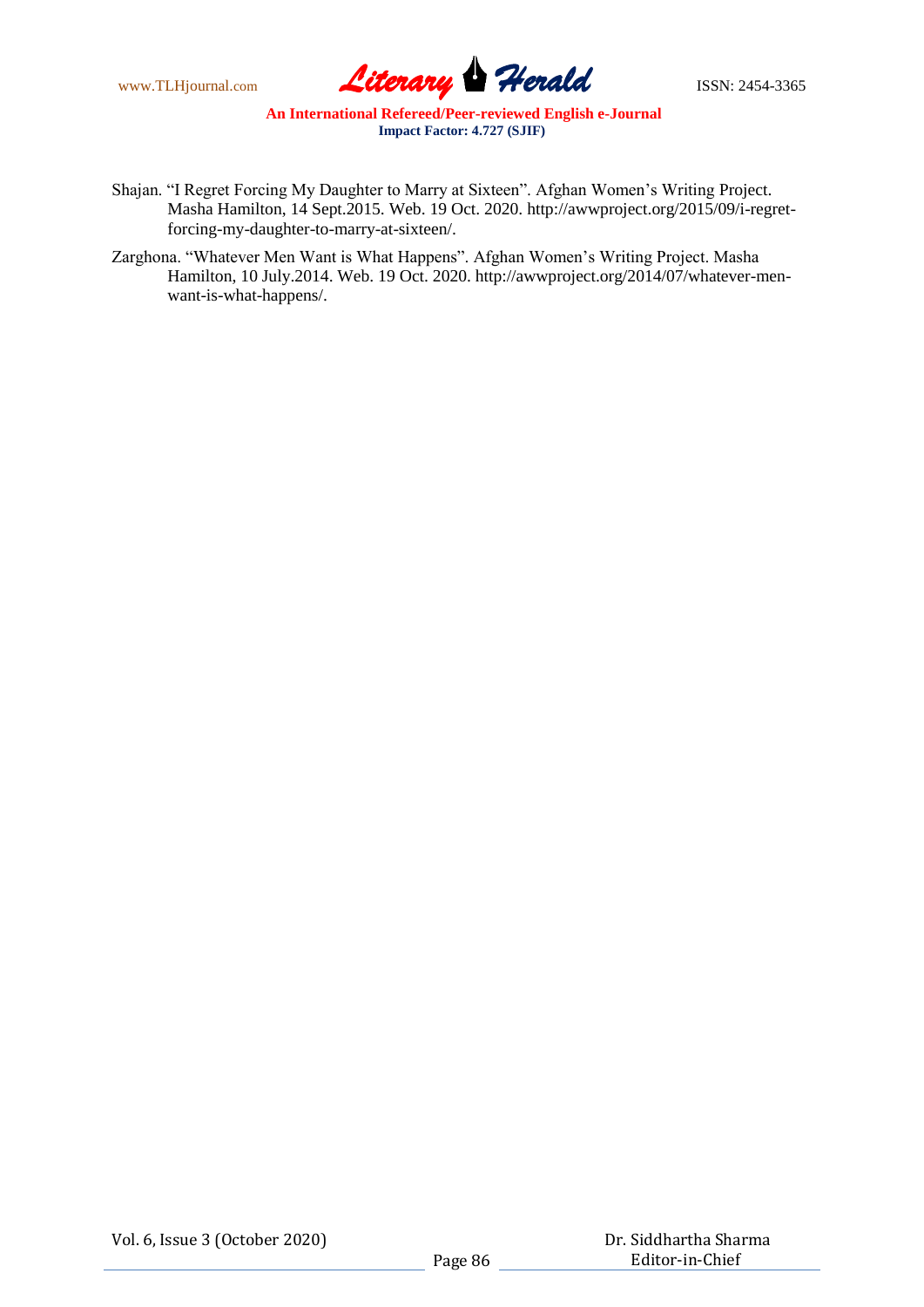Shajan. "I Regret Forcing My Daughter to Marry at Sixteen". Afghan Women's Writing Project. Masha Hamilton, 14 Sept.2015. Web. 19 Oct. 2020. http://awwproject.org/2015/09/i-regret-forcing-my-daughter-to-marry-at-sixteen/.

Zarghona. "Whatever Men Want is What Happens". Afghan Women's Writing Project. Masha Hamilton, 10 July.2014. Web. 19 Oct. 2020. http://awwproject.org/2014/07/whatever-men-want-is-what-happens/.